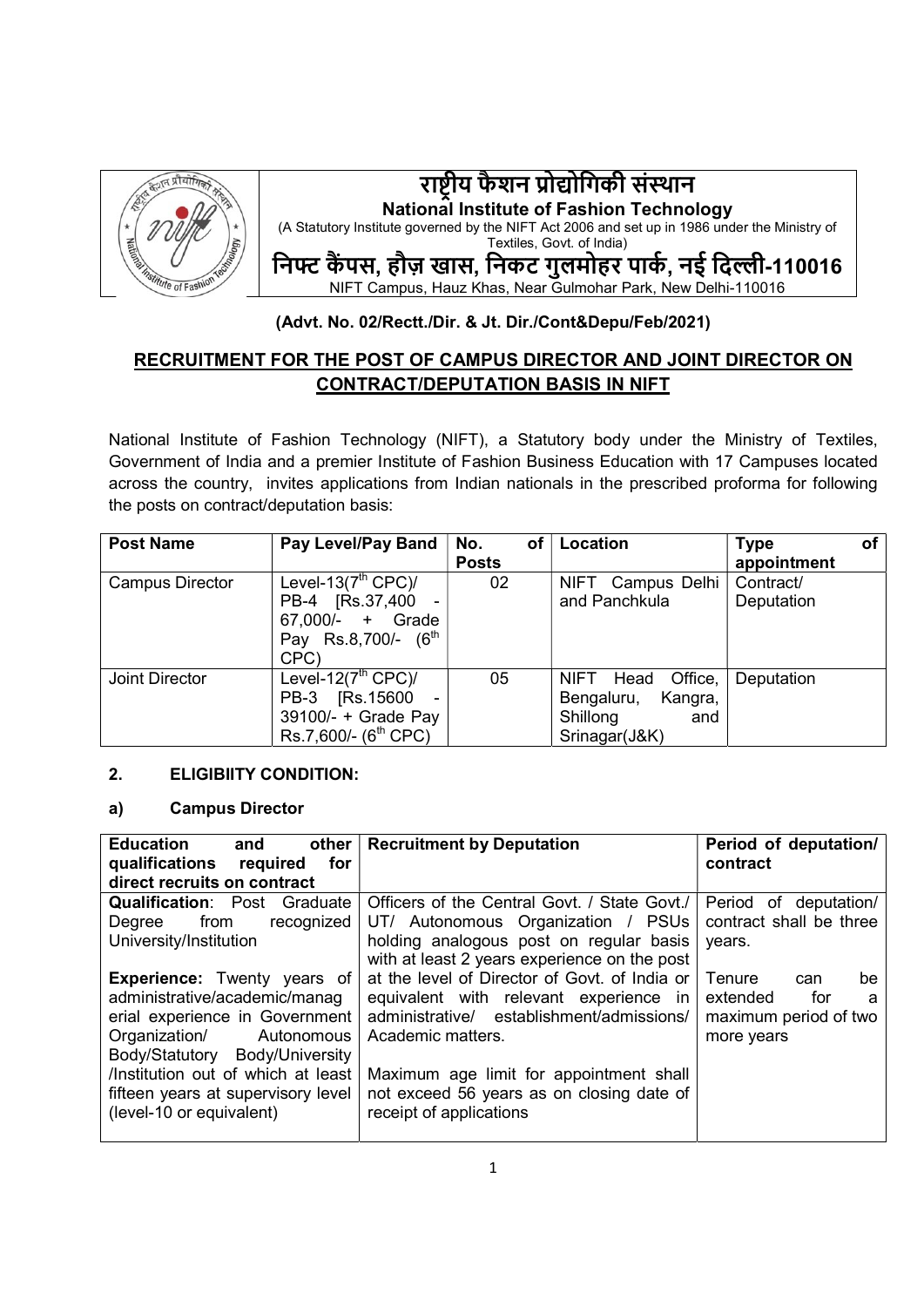# राष्ट्रीय फैशन प्रोद्योगिकी संस्थान

**National Institute of Fashion Technology**

(A Statutory Institute governed by the NIFT Act 2006 and set up in 1986 under the Ministry of Textiles, Govt. of India)

**निफ्ट कैंपस, हौज़ खास, निकट गुलमोहर पार्क, नई दिल्ली-110016**

NIFT Campus, Hauz Khas, Near Gulmohar Park, New Delhi-110016

**(Advt. No. 02/Rectt./Dir. & Jt. Dir./Cont&Depu/Feb/2021)**

## RECRUITMENT FOR THE POST OF CAMPUS DIRECTOR AND JOINT DIRECTOR ON CONTRACT/DEPUTATION BASIS IN NIFT

National Institute of Fashion Technology (NIFT), a Statutory body under the Ministry of Textiles, Government of India and a premier Institute of Fashion Business Education with 17 Campuses located across the country, invites applications from Indian nationals in the prescribed proforma for following the posts on contract/deputation basis:

| Post Name | Pay Level/Pay Band | No. of Posts | Location | Type of appointment |
|---|---|---|---|---|
| Campus Director | Level-13(7th CPC)/ PB-4 [Rs.37,400 - 67,000/- + Grade Pay Rs.8,700/- (6th CPC) | 02 | NIFT Campus Delhi and Panchkula | Contract/ Deputation |
| Joint Director | Level-12(7th CPC)/ PB-3 [Rs.15600 - 39100/- + Grade Pay Rs.7,600/- (6th CPC) | 05 | NIFT Head Office, Bengaluru, Kangra, Shillong and Srinagar(J&K) | Deputation |

### 2. ELIGIBIITY CONDITION:

### a) Campus Director

| Education and other qualifications required for direct recruits on contract | Recruitment by Deputation | Period of deputation/ contract |
|---|---|---|
| **Qualification**: Post Graduate Degree from recognized University/Institution<br><br>**Experience:** Twenty years of administrative/academic/managerial experience in Government Organization/ Autonomous Body/Statutory Body/University /Institution out of which at least fifteen years at supervisory level (level-10 or equivalent) | Officers of the Central Govt. / State Govt./ UT/ Autonomous Organization / PSUs holding analogous post on regular basis with at least 2 years experience on the post at the level of Director of Govt. of India or equivalent with relevant experience in administrative/ establishment/admissions/ Academic matters.<br><br>Maximum age limit for appointment shall not exceed 56 years as on closing date of receipt of applications | Period of deputation/ contract shall be three years.<br><br>Tenure can be extended for a maximum period of two more years |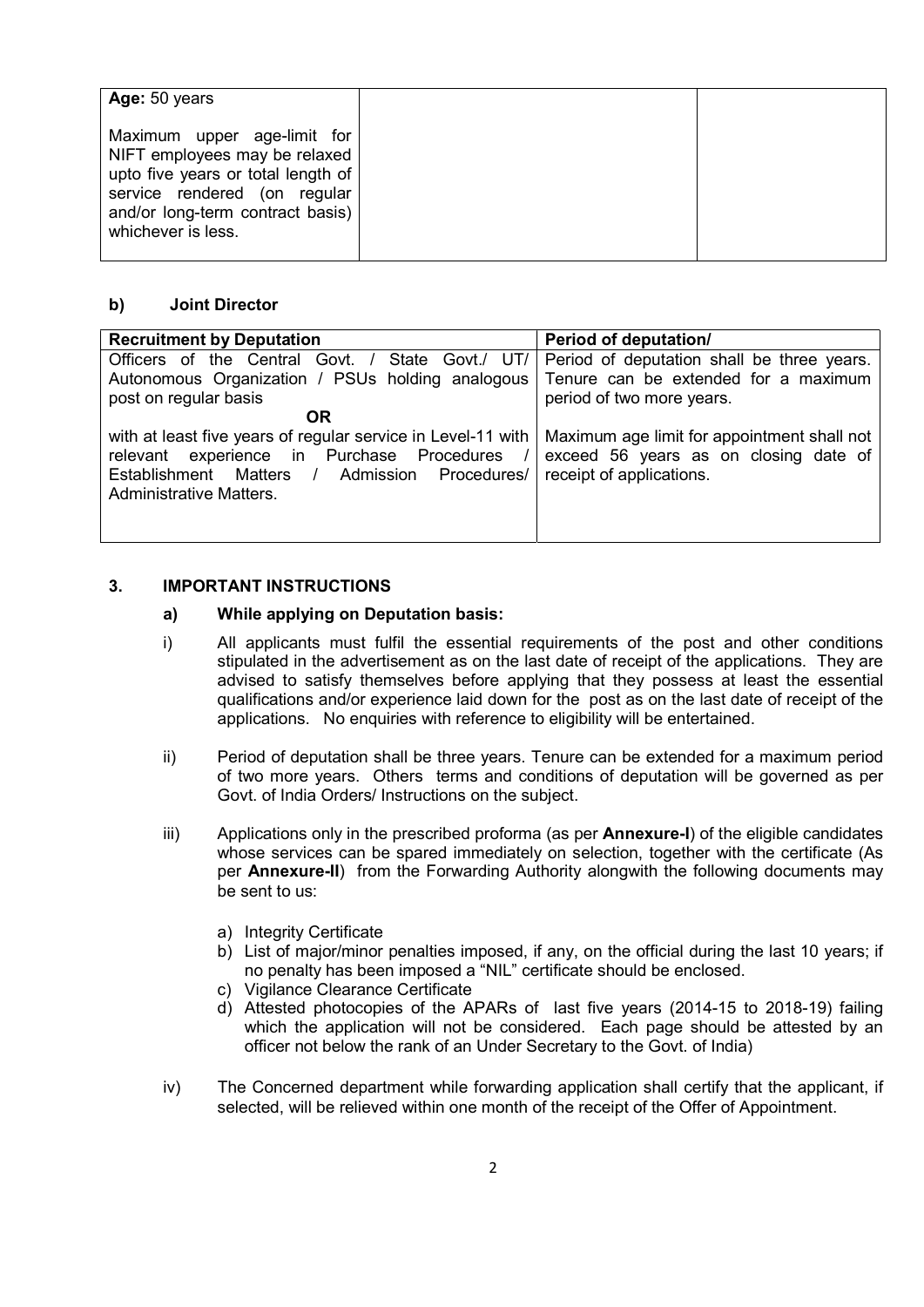| **Age:** 50 years<br><br>Maximum upper age-limit for NIFT employees may be relaxed upto five years or total length of service rendered (on regular and/or long-term contract basis) whichever is less. | | |
|---|---|---|

### b) Joint Director

| Recruitment by Deputation | Period of deputation/ |
|---|---|
| Officers of the Central Govt. / State Govt./ UT/ Autonomous Organization / PSUs holding analogous post on regular basis<br>**OR**<br>with at least five years of regular service in Level-11 with relevant experience in Purchase Procedures / Establishment Matters / Admission Procedures/ Administrative Matters. | Period of deputation shall be three years. Tenure can be extended for a maximum period of two more years.<br><br>Maximum age limit for appointment shall not exceed 56 years as on closing date of receipt of applications. |

## 3. IMPORTANT INSTRUCTIONS

### a) While applying on Deputation basis:

i) All applicants must fulfil the essential requirements of the post and other conditions stipulated in the advertisement as on the last date of receipt of the applications. They are advised to satisfy themselves before applying that they possess at least the essential qualifications and/or experience laid down for the post as on the last date of receipt of the applications. No enquiries with reference to eligibility will be entertained.

ii) Period of deputation shall be three years. Tenure can be extended for a maximum period of two more years. Others terms and conditions of deputation will be governed as per Govt. of India Orders/ Instructions on the subject.

iii) Applications only in the prescribed proforma (as per **Annexure-I**) of the eligible candidates whose services can be spared immediately on selection, together with the certificate (As per **Annexure-II**) from the Forwarding Authority alongwith the following documents may be sent to us:

a) Integrity Certificate
b) List of major/minor penalties imposed, if any, on the official during the last 10 years; if no penalty has been imposed a "NIL" certificate should be enclosed.
c) Vigilance Clearance Certificate
d) Attested photocopies of the APARs of last five years (2014-15 to 2018-19) failing which the application will not be considered. Each page should be attested by an officer not below the rank of an Under Secretary to the Govt. of India)

iv) The Concerned department while forwarding application shall certify that the applicant, if selected, will be relieved within one month of the receipt of the Offer of Appointment.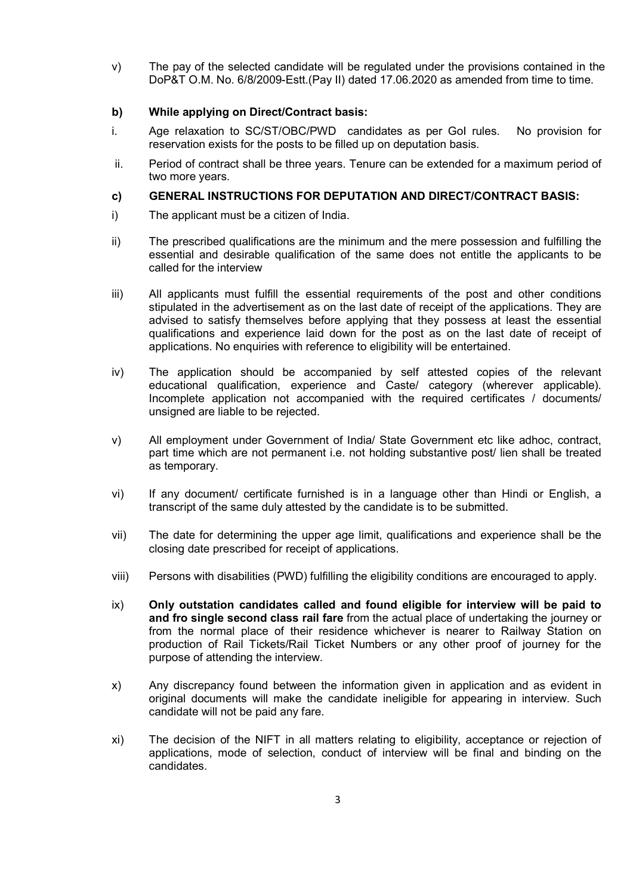v) The pay of the selected candidate will be regulated under the provisions contained in the DoP&T O.M. No. 6/8/2009-Estt.(Pay II) dated 17.06.2020 as amended from time to time.

**b) While applying on Direct/Contract basis:**

i. Age relaxation to SC/ST/OBC/PWD candidates as per GoI rules. No provision for reservation exists for the posts to be filled up on deputation basis.

ii. Period of contract shall be three years. Tenure can be extended for a maximum period of two more years.

**c) GENERAL INSTRUCTIONS FOR DEPUTATION AND DIRECT/CONTRACT BASIS:**

i) The applicant must be a citizen of India.

ii) The prescribed qualifications are the minimum and the mere possession and fulfilling the essential and desirable qualification of the same does not entitle the applicants to be called for the interview

iii) All applicants must fulfill the essential requirements of the post and other conditions stipulated in the advertisement as on the last date of receipt of the applications. They are advised to satisfy themselves before applying that they possess at least the essential qualifications and experience laid down for the post as on the last date of receipt of applications. No enquiries with reference to eligibility will be entertained.

iv) The application should be accompanied by self attested copies of the relevant educational qualification, experience and Caste/ category (wherever applicable). Incomplete application not accompanied with the required certificates / documents/ unsigned are liable to be rejected.

v) All employment under Government of India/ State Government etc like adhoc, contract, part time which are not permanent i.e. not holding substantive post/ lien shall be treated as temporary.

vi) If any document/ certificate furnished is in a language other than Hindi or English, a transcript of the same duly attested by the candidate is to be submitted.

vii) The date for determining the upper age limit, qualifications and experience shall be the closing date prescribed for receipt of applications.

viii) Persons with disabilities (PWD) fulfilling the eligibility conditions are encouraged to apply.

ix) **Only outstation candidates called and found eligible for interview will be paid to and fro single second class rail fare** from the actual place of undertaking the journey or from the normal place of their residence whichever is nearer to Railway Station on production of Rail Tickets/Rail Ticket Numbers or any other proof of journey for the purpose of attending the interview.

x) Any discrepancy found between the information given in application and as evident in original documents will make the candidate ineligible for appearing in interview. Such candidate will not be paid any fare.

xi) The decision of the NIFT in all matters relating to eligibility, acceptance or rejection of applications, mode of selection, conduct of interview will be final and binding on the candidates.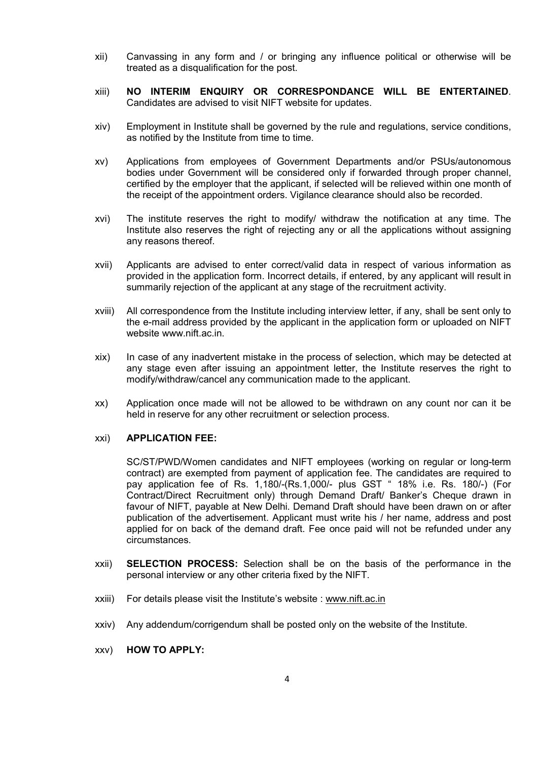xii) Canvassing in any form and / or bringing any influence political or otherwise will be treated as a disqualification for the post.

xiii) **NO INTERIM ENQUIRY OR CORRESPONDANCE WILL BE ENTERTAINED**. Candidates are advised to visit NIFT website for updates.

xiv) Employment in Institute shall be governed by the rule and regulations, service conditions, as notified by the Institute from time to time.

xv) Applications from employees of Government Departments and/or PSUs/autonomous bodies under Government will be considered only if forwarded through proper channel, certified by the employer that the applicant, if selected will be relieved within one month of the receipt of the appointment orders. Vigilance clearance should also be recorded.

xvi) The institute reserves the right to modify/ withdraw the notification at any time. The Institute also reserves the right of rejecting any or all the applications without assigning any reasons thereof.

xvii) Applicants are advised to enter correct/valid data in respect of various information as provided in the application form. Incorrect details, if entered, by any applicant will result in summarily rejection of the applicant at any stage of the recruitment activity.

xviii) All correspondence from the Institute including interview letter, if any, shall be sent only to the e-mail address provided by the applicant in the application form or uploaded on NIFT website www.nift.ac.in.

xix) In case of any inadvertent mistake in the process of selection, which may be detected at any stage even after issuing an appointment letter, the Institute reserves the right to modify/withdraw/cancel any communication made to the applicant.

xx) Application once made will not be allowed to be withdrawn on any count nor can it be held in reserve for any other recruitment or selection process.

xxi) **APPLICATION FEE:**

SC/ST/PWD/Women candidates and NIFT employees (working on regular or long-term contract) are exempted from payment of application fee. The candidates are required to pay application fee of Rs. 1,180/-(Rs.1,000/- plus GST " 18% i.e. Rs. 180/-) (For Contract/Direct Recruitment only) through Demand Draft/ Banker's Cheque drawn in favour of NIFT, payable at New Delhi. Demand Draft should have been drawn on or after publication of the advertisement. Applicant must write his / her name, address and post applied for on back of the demand draft. Fee once paid will not be refunded under any circumstances.

xxii) **SELECTION PROCESS:** Selection shall be on the basis of the performance in the personal interview or any other criteria fixed by the NIFT.

xxiii) For details please visit the Institute's website : www.nift.ac.in

xxiv) Any addendum/corrigendum shall be posted only on the website of the Institute.

xxv) **HOW TO APPLY:**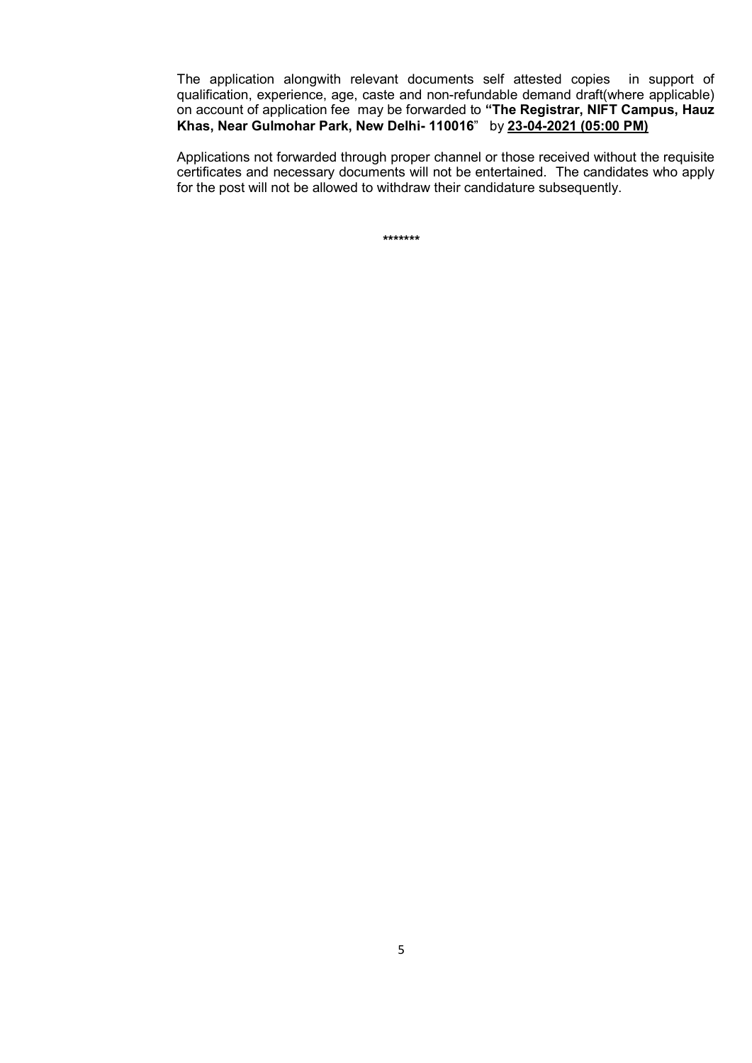The application alongwith relevant documents self attested copies in support of qualification, experience, age, caste and non-refundable demand draft(where applicable) on account of application fee may be forwarded to **"The Registrar, NIFT Campus, Hauz Khas, Near Gulmohar Park, New Delhi- 110016**" by **<u>23-04-2021 (05:00 PM)</u>**

Applications not forwarded through proper channel or those received without the requisite certificates and necessary documents will not be entertained. The candidates who apply for the post will not be allowed to withdraw their candidature subsequently.

\*\*\*\*\*\*\*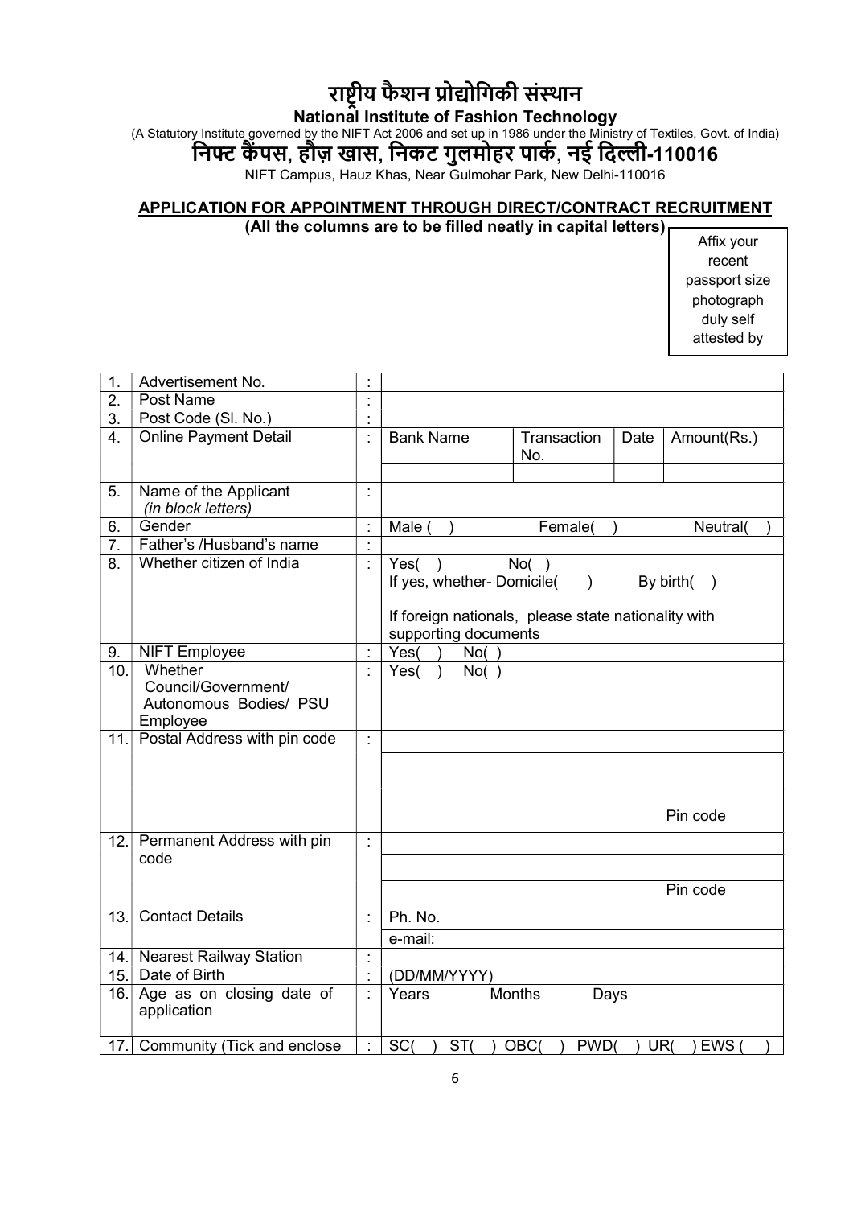# राष्ट्रीय फैशन प्रौद्योगिकी संस्थान

**National Institute of Fashion Technology**

(A Statutory Institute governed by the NIFT Act 2006 and set up in 1986 under the Ministry of Textiles, Govt. of India)

## निफ्ट कैंपस, हौज़ खास, निकट गुलमोहर पार्क, नई दिल्ली-110016

NIFT Campus, Hauz Khas, Near Gulmohar Park, New Delhi-110016

**APPLICATION FOR APPOINTMENT THROUGH DIRECT/CONTRACT RECRUITMENT**

**(All the columns are to be filled neatly in capital letters)**

Affix your recent passport size photograph duly self attested by

| | | | | | | |
|---|---|---|---|---|---|---|
| 1. | Advertisement No. | : | | | | |
| 2. | Post Name | : | | | | |
| 3. | Post Code (Sl. No.) | : | | | | |
| 4. | Online Payment Detail | : | Bank Name | Transaction No. | Date | Amount(Rs.) |
| | | | | | | |
| 5. | Name of the Applicant *(in block letters)* | : | | | | |
| 6. | Gender | : | Male ( ) Female( ) Neutral( ) | | | |
| 7. | Father's /Husband's name | : | | | | |
| 8. | Whether citizen of India | : | Yes( ) No( )<br>If yes, whether- Domicile( ) By birth( )<br><br>If foreign nationals, please state nationality with supporting documents | | | |
| 9. | NIFT Employee | : | Yes( ) No( ) | | | |
| 10. | Whether Council/Government/ Autonomous Bodies/ PSU Employee | : | Yes( ) No( ) | | | |
| 11. | Postal Address with pin code | : | <br><br>Pin code | | | |
| 12. | Permanent Address with pin code | : | <br><br>Pin code | | | |
| 13. | Contact Details | : | Ph. No.<br>e-mail: | | | |
| 14. | Nearest Railway Station | : | | | | |
| 15. | Date of Birth | : | (DD/MM/YYYY) | | | |
| 16. | Age as on closing date of application | : | Years Months Days | | | |
| 17. | Community (Tick and enclose | : | SC( ) ST( ) OBC( ) PWD( ) UR( ) EWS ( ) | | | |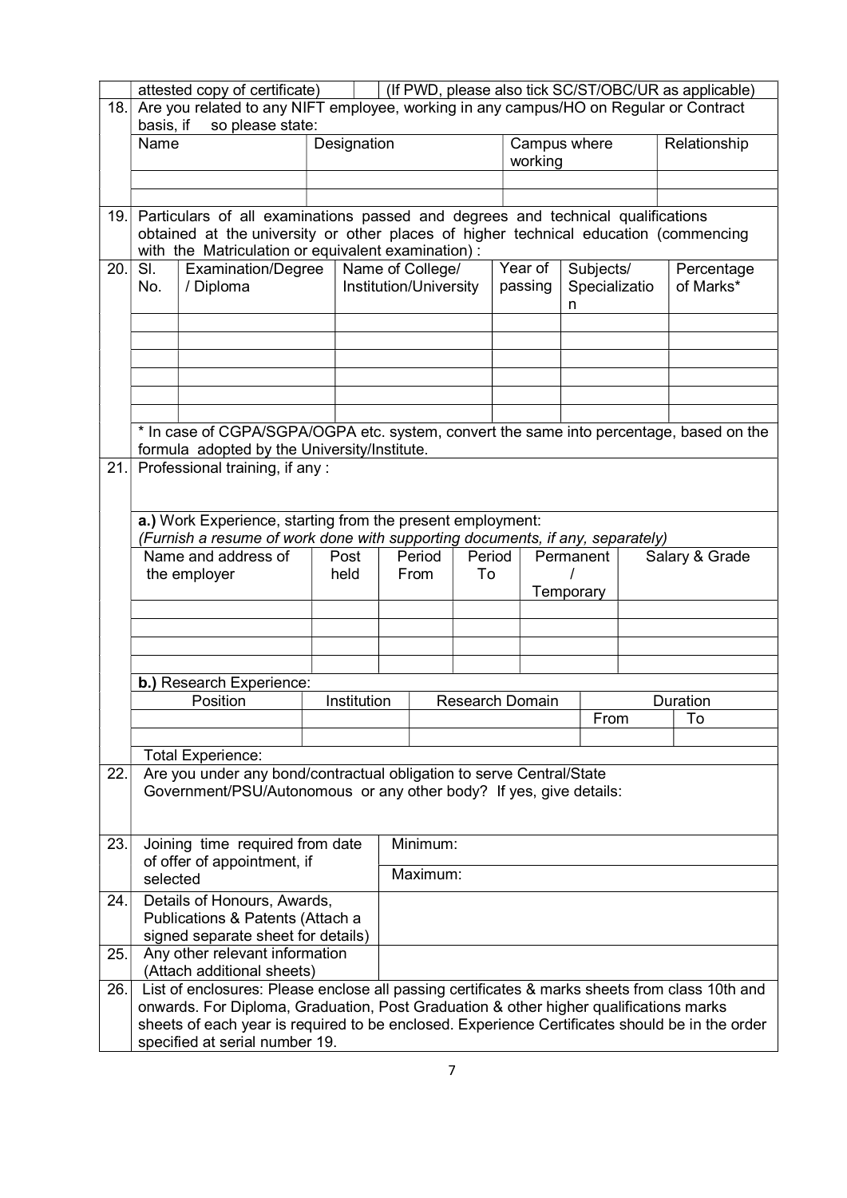| | attested copy of certificate) | | (If PWD, please also tick SC/ST/OBC/UR as applicable) |
|---|---|---|---|

**18.** Are you related to any NIFT employee, working in any campus/HO on Regular or Contract basis, if so please state:

| Name | Designation | Campus where working | Relationship |
|---|---|---|---|
| | | | |
| | | | |

**19.** Particulars of all examinations passed and degrees and technical qualifications obtained at the university or other places of higher technical education (commencing with the Matriculation or equivalent examination) :

**20.**

| Sl. No. | Examination/Degree / Diploma | Name of College/ Institution/University | Year of passing | Subjects/ Specialization | Percentage of Marks* |
|---|---|---|---|---|---|
| | | | | | |
| | | | | | |
| | | | | | |
| | | | | | |
| | | | | | |
| | | | | | |

* In case of CGPA/SGPA/OGPA etc. system, convert the same into percentage, based on the formula adopted by the University/Institute.

**21.** Professional training, if any :

**a.)** Work Experience, starting from the present employment:
*(Furnish a resume of work done with supporting documents, if any, separately)*

| Name and address of the employer | Post held | Period From | Period To | Permanent / Temporary | Salary & Grade |
|---|---|---|---|---|---|
| | | | | | |
| | | | | | |
| | | | | | |
| | | | | | |

**b.)** Research Experience:

| Position | Institution | Research Domain | Duration | |
|---|---|---|---|---|
| | | | From | To |
| | | | | |

Total Experience:

**22.** Are you under any bond/contractual obligation to serve Central/State Government/PSU/Autonomous or any other body? If yes, give details:

| No. | Item | |
|---|---|---|
| 23. | Joining time required from date of offer of appointment, if selected | Minimum: |
| | | Maximum: |
| 24. | Details of Honours, Awards, Publications & Patents (Attach a signed separate sheet for details) | |
| 25. | Any other relevant information (Attach additional sheets) | |

**26.** List of enclosures: Please enclose all passing certificates & marks sheets from class 10th and onwards. For Diploma, Graduation, Post Graduation & other higher qualifications marks sheets of each year is required to be enclosed. Experience Certificates should be in the order specified at serial number 19.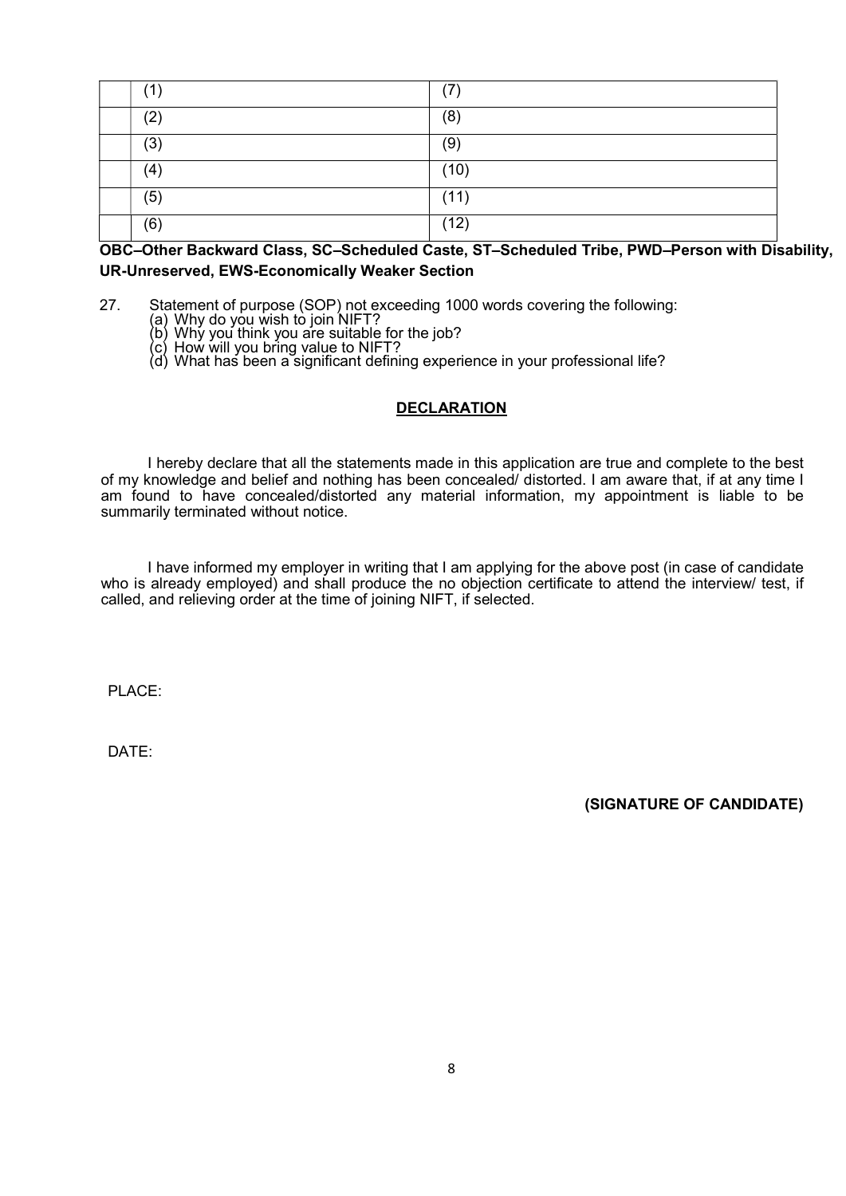| | | |
|---|---|---|
| | (1) | (7) |
| | (2) | (8) |
| | (3) | (9) |
| | (4) | (10) |
| | (5) | (11) |
| | (6) | (12) |

**OBC–Other Backward Class, SC–Scheduled Caste, ST–Scheduled Tribe, PWD–Person with Disability, UR-Unreserved, EWS-Economically Weaker Section**

27. Statement of purpose (SOP) not exceeding 1000 words covering the following:
    (a) Why do you wish to join NIFT?
    (b) Why you think you are suitable for the job?
    (c) How will you bring value to NIFT?
    (d) What has been a significant defining experience in your professional life?

## DECLARATION

I hereby declare that all the statements made in this application are true and complete to the best of my knowledge and belief and nothing has been concealed/ distorted. I am aware that, if at any time I am found to have concealed/distorted any material information, my appointment is liable to be summarily terminated without notice.

I have informed my employer in writing that I am applying for the above post (in case of candidate who is already employed) and shall produce the no objection certificate to attend the interview/ test, if called, and relieving order at the time of joining NIFT, if selected.

PLACE:

DATE:

**(SIGNATURE OF CANDIDATE)**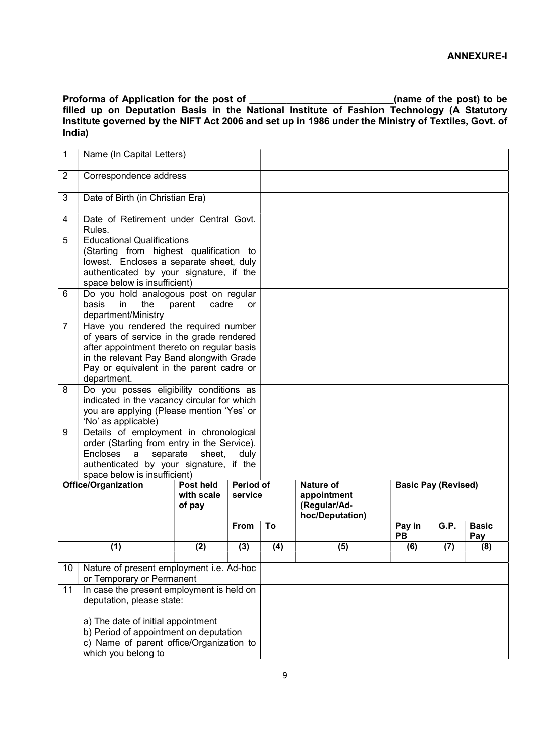**ANNEXURE-I**

**Proforma of Application for the post of \_\_\_\_\_\_\_\_\_\_\_\_\_\_\_\_\_\_\_\_\_\_\_\_\_\_\_(name of the post) to be filled up on Deputation Basis in the National Institute of Fashion Technology (A Statutory Institute governed by the NIFT Act 2006 and set up in 1986 under the Ministry of Textiles, Govt. of India)**

| | | |
|---|---|---|
| 1 | Name (In Capital Letters) | |
| 2 | Correspondence address | |
| 3 | Date of Birth (in Christian Era) | |
| 4 | Date of Retirement under Central Govt. Rules. | |
| 5 | Educational Qualifications (Starting from highest qualification to lowest. Encloses a separate sheet, duly authenticated by your signature, if the space below is insufficient) | |
| 6 | Do you hold analogous post on regular basis in the parent cadre or department/Ministry | |
| 7 | Have you rendered the required number of years of service in the grade rendered after appointment thereto on regular basis in the relevant Pay Band alongwith Grade Pay or equivalent in the parent cadre or department. | |
| 8 | Do you posses eligibility conditions as indicated in the vacancy circular for which you are applying (Please mention 'Yes' or 'No' as applicable) | |
| 9 | Details of employment in chronological order (Starting from entry in the Service). Encloses a separate sheet, duly authenticated by your signature, if the space below is insufficient) | |

| **Office/Organization** | **Post held with scale of pay** | **Period of service** | | **Nature of appointment (Regular/Ad-hoc/Deputation)** | **Basic Pay (Revised)** | | |
|---|---|---|---|---|---|---|---|
| | | **From** | **To** | | **Pay in PB** | **G.P.** | **Basic Pay** |
| **(1)** | **(2)** | **(3)** | **(4)** | **(5)** | **(6)** | **(7)** | **(8)** |
| | | | | | | | |

| | | |
|---|---|---|
| 10 | Nature of present employment i.e. Ad-hoc or Temporary or Permanent | |
| 11 | In case the present employment is held on deputation, please state:<br><br>a) The date of initial appointment<br>b) Period of appointment on deputation<br>c) Name of parent office/Organization to which you belong to | |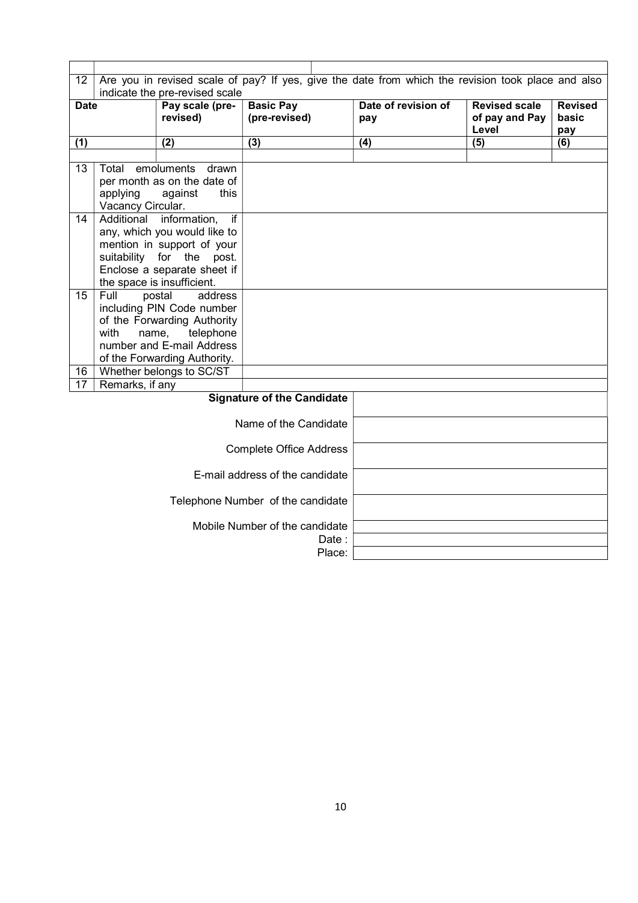| | | | |
|---|---|---|---|
| | | | |

| 12 | Are you in revised scale of pay? If yes, give the date from which the revision took place and also indicate the pre-revised scale | | | | |
|---|---|---|---|---|---|
| **Date** | **Pay scale (pre-revised)** | **Basic Pay (pre-revised)** | **Date of revision of pay** | **Revised scale of pay and Pay Level** | **Revised basic pay** |
| **(1)** | **(2)** | **(3)** | **(4)** | **(5)** | **(6)** |
| | | | | | |

| | | |
|---|---|---|
| 13 | Total emoluments drawn per month as on the date of applying against this Vacancy Circular. | |
| 14 | Additional information, if any, which you would like to mention in support of your suitability for the post. Enclose a separate sheet if the space is insufficient. | |
| 15 | Full postal address including PIN Code number of the Forwarding Authority with name, telephone number and E-mail Address of the Forwarding Authority. | |
| 16 | Whether belongs to SC/ST | |
| 17 | Remarks, if any | |

| | |
|---|---|
| **Signature of the Candidate** | |
| Name of the Candidate | |
| Complete Office Address | |
| E-mail address of the candidate | |
| Telephone Number of the candidate | |
| Mobile Number of the candidate | |
| Date : | |
| Place: | |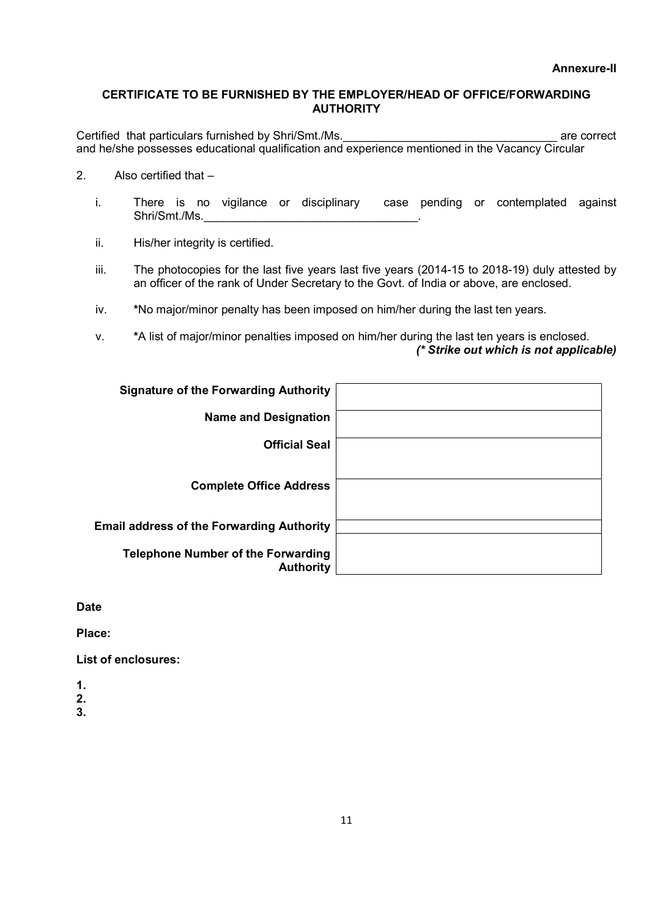**Annexure-II**

## CERTIFICATE TO BE FURNISHED BY THE EMPLOYER/HEAD OF OFFICE/FORWARDING AUTHORITY

Certified that particulars furnished by Shri/Smt./Ms.__________________________________ are correct and he/she possesses educational qualification and experience mentioned in the Vacancy Circular

2. Also certified that –

   i. There is no vigilance or disciplinary case pending or contemplated against Shri/Smt./Ms.__________________________________.

   ii. His/her integrity is certified.

   iii. The photocopies for the last five years last five years (2014-15 to 2018-19) duly attested by an officer of the rank of Under Secretary to the Govt. of India or above, are enclosed.

   iv. **\***No major/minor penalty has been imposed on him/her during the last ten years.

   v. **\***A list of major/minor penalties imposed on him/her during the last ten years is enclosed.

***(\* Strike out which is not applicable)***

| | |
|---|---|
| **Signature of the Forwarding Authority** | |
| **Name and Designation** | |
| **Official Seal** | |
| **Complete Office Address** | |
| **Email address of the Forwarding Authority** | |
| **Telephone Number of the Forwarding Authority** | |

**Date**

**Place:**

**List of enclosures:**

**1.**
**2.**
**3.**